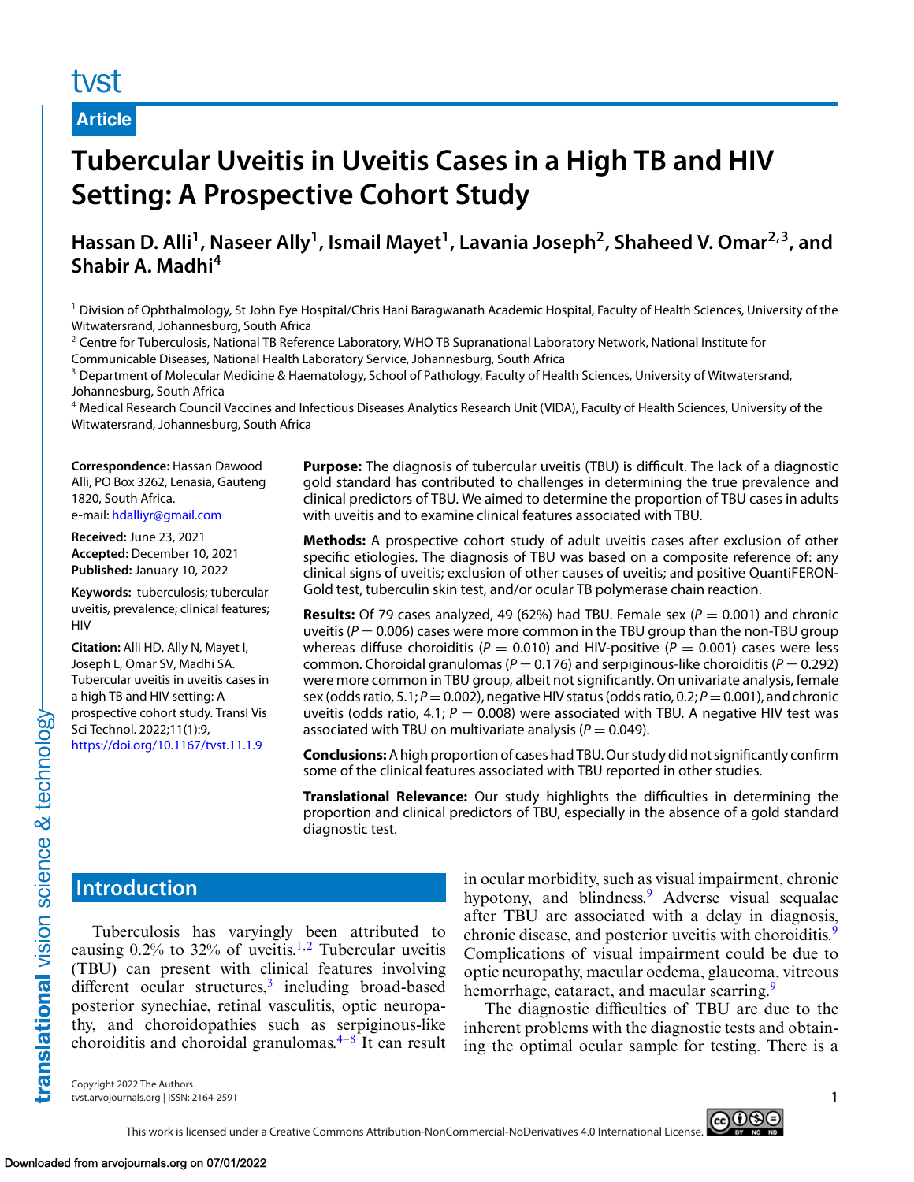Article

# Tubercular Uveitis in Uveitis Cases in a High TB and HIV Setting: A Prospective Cohort Study

**Hassan D. Alli[1], Naseer Ally[1], Ismail Mayet[1], Lavania Joseph[2], Shaheed V. Omar[2,3], and Shabir A. Madhi[4]**

[1] Division of Ophthalmology, St John Eye Hospital/Chris Hani Baragwanath Academic Hospital, Faculty of Health Sciences, University of the Witwatersrand, Johannesburg, South Africa
[2] Centre for Tuberculosis, National TB Reference Laboratory, WHO TB Supranational Laboratory Network, National Institute for Communicable Diseases, National Health Laboratory Service, Johannesburg, South Africa
[3] Department of Molecular Medicine & Haematology, School of Pathology, Faculty of Health Sciences, University of Witwatersrand, Johannesburg, South Africa
[4] Medical Research Council Vaccines and Infectious Diseases Analytics Research Unit (VIDA), Faculty of Health Sciences, University of the Witwatersrand, Johannesburg, South Africa

**Correspondence:** Hassan Dawood Alli, PO Box 3262, Lenasia, Gauteng 1820, South Africa.
e-mail: hdalliyr@gmail.com

**Received:** June 23, 2021
**Accepted:** December 10, 2021
**Published:** January 10, 2022

**Keywords:** tuberculosis; tubercular uveitis, prevalence; clinical features; HIV

**Citation:** Alli HD, Ally N, Mayet I, Joseph L, Omar SV, Madhi SA. Tubercular uveitis in uveitis cases in a high TB and HIV setting: A prospective cohort study. Transl Vis Sci Technol. 2022;11(1):9, https://doi.org/10.1167/tvst.11.1.9

**Purpose:** The diagnosis of tubercular uveitis (TBU) is difficult. The lack of a diagnostic gold standard has contributed to challenges in determining the true prevalence and clinical predictors of TBU. We aimed to determine the proportion of TBU cases in adults with uveitis and to examine clinical features associated with TBU.

**Methods:** A prospective cohort study of adult uveitis cases after exclusion of other specific etiologies. The diagnosis of TBU was based on a composite reference of: any clinical signs of uveitis; exclusion of other causes of uveitis; and positive QuantiFERON-Gold test, tuberculin skin test, and/or ocular TB polymerase chain reaction.

**Results:** Of 79 cases analyzed, 49 (62%) had TBU. Female sex ($P = 0.001$) and chronic uveitis ($P = 0.006$) cases were more common in the TBU group than the non-TBU group whereas diffuse choroiditis ($P = 0.010$) and HIV-positive ($P = 0.001$) cases were less common. Choroidal granulomas ($P = 0.176$) and serpiginous-like choroiditis ($P = 0.292$) were more common in TBU group, albeit not significantly. On univariate analysis, female sex (odds ratio, 5.1; $P = 0.002$), negative HIV status (odds ratio, 0.2; $P = 0.001$), and chronic uveitis (odds ratio, 4.1; $P = 0.008$) were associated with TBU. A negative HIV test was associated with TBU on multivariate analysis ($P = 0.049$).

**Conclusions:** A high proportion of cases had TBU. Our study did not significantly confirm some of the clinical features associated with TBU reported in other studies.

**Translational Relevance:** Our study highlights the difficulties in determining the proportion and clinical predictors of TBU, especially in the absence of a gold standard diagnostic test.

## Introduction

Tuberculosis has varyingly been attributed to causing 0.2% to 32% of uveitis.[1,2] Tubercular uveitis (TBU) can present with clinical features involving different ocular structures,[3] including broad-based posterior synechiae, retinal vasculitis, optic neuropathy, and choroidopathies such as serpiginous-like choroiditis and choroidal granulomas.[4–8] It can result in ocular morbidity, such as visual impairment, chronic hypotony, and blindness.[9] Adverse visual sequalae after TBU are associated with a delay in diagnosis, chronic disease, and posterior uveitis with choroiditis.[9] Complications of visual impairment could be due to optic neuropathy, macular oedema, glaucoma, vitreous hemorrhage, cataract, and macular scarring.[9]

The diagnostic difficulties of TBU are due to the inherent problems with the diagnostic tests and obtaining the optimal ocular sample for testing. There is a

Copyright 2022 The Authors
tvst.arvojournals.org | ISSN: 2164-2591

This work is licensed under a Creative Commons Attribution-NonCommercial-NoDerivatives 4.0 International License.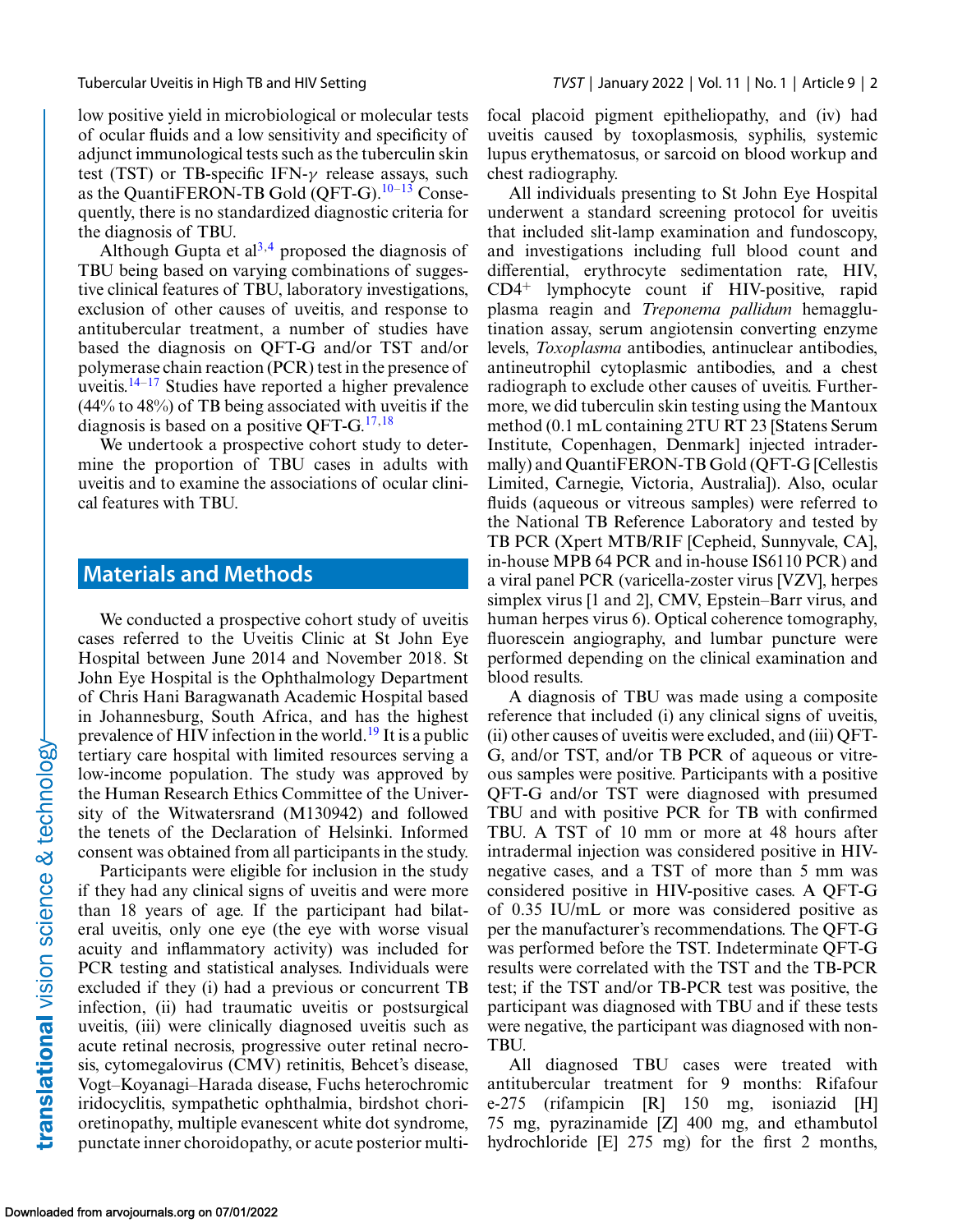low positive yield in microbiological or molecular tests of ocular fluids and a low sensitivity and specificity of adjunct immunological tests such as the tuberculin skin test (TST) or TB-specific IFN-$\gamma$ release assays, such as the QuantiFERON-TB Gold (QFT-G).[10–13] Consequently, there is no standardized diagnostic criteria for the diagnosis of TBU.

Although Gupta et al[3,4] proposed the diagnosis of TBU being based on varying combinations of suggestive clinical features of TBU, laboratory investigations, exclusion of other causes of uveitis, and response to antitubercular treatment, a number of studies have based the diagnosis on QFT-G and/or TST and/or polymerase chain reaction (PCR) test in the presence of uveitis.[14–17] Studies have reported a higher prevalence (44% to 48%) of TB being associated with uveitis if the diagnosis is based on a positive QFT-G.[17,18]

We undertook a prospective cohort study to determine the proportion of TBU cases in adults with uveitis and to examine the associations of ocular clinical features with TBU.

## Materials and Methods

We conducted a prospective cohort study of uveitis cases referred to the Uveitis Clinic at St John Eye Hospital between June 2014 and November 2018. St John Eye Hospital is the Ophthalmology Department of Chris Hani Baragwanath Academic Hospital based in Johannesburg, South Africa, and has the highest prevalence of HIV infection in the world.[19] It is a public tertiary care hospital with limited resources serving a low-income population. The study was approved by the Human Research Ethics Committee of the University of the Witwatersrand (M130942) and followed the tenets of the Declaration of Helsinki. Informed consent was obtained from all participants in the study.

Participants were eligible for inclusion in the study if they had any clinical signs of uveitis and were more than 18 years of age. If the participant had bilateral uveitis, only one eye (the eye with worse visual acuity and inflammatory activity) was included for PCR testing and statistical analyses. Individuals were excluded if they (i) had a previous or concurrent TB infection, (ii) had traumatic uveitis or postsurgical uveitis, (iii) were clinically diagnosed uveitis such as acute retinal necrosis, progressive outer retinal necrosis, cytomegalovirus (CMV) retinitis, Behcet's disease, Vogt–Koyanagi–Harada disease, Fuchs heterochromic iridocyclitis, sympathetic ophthalmia, birdshot chorioretinopathy, multiple evanescent white dot syndrome, punctate inner choroidopathy, or acute posterior multifocal placoid pigment epitheliopathy, and (iv) had uveitis caused by toxoplasmosis, syphilis, systemic lupus erythematosus, or sarcoid on blood workup and chest radiography.

All individuals presenting to St John Eye Hospital underwent a standard screening protocol for uveitis that included slit-lamp examination and fundoscopy, and investigations including full blood count and differential, erythrocyte sedimentation rate, HIV, $CD4^+$ lymphocyte count if HIV-positive, rapid plasma reagin and *Treponema pallidum* hemagglutination assay, serum angiotensin converting enzyme levels, *Toxoplasma* antibodies, antinuclear antibodies, antineutrophil cytoplasmic antibodies, and a chest radiograph to exclude other causes of uveitis. Furthermore, we did tuberculin skin testing using the Mantoux method (0.1 mL containing 2TU RT 23 [Statens Serum Institute, Copenhagen, Denmark] injected intradermally) and QuantiFERON-TB Gold (QFT-G [Cellestis Limited, Carnegie, Victoria, Australia]). Also, ocular fluids (aqueous or vitreous samples) were referred to the National TB Reference Laboratory and tested by TB PCR (Xpert MTB/RIF [Cepheid, Sunnyvale, CA], in-house MPB 64 PCR and in-house IS6110 PCR) and a viral panel PCR (varicella-zoster virus [VZV], herpes simplex virus [1 and 2], CMV, Epstein–Barr virus, and human herpes virus 6). Optical coherence tomography, fluorescein angiography, and lumbar puncture were performed depending on the clinical examination and blood results.

A diagnosis of TBU was made using a composite reference that included (i) any clinical signs of uveitis, (ii) other causes of uveitis were excluded, and (iii) QFT-G, and/or TST, and/or TB PCR of aqueous or vitreous samples were positive. Participants with a positive QFT-G and/or TST were diagnosed with presumed TBU and with positive PCR for TB with confirmed TBU. A TST of 10 mm or more at 48 hours after intradermal injection was considered positive in HIV-negative cases, and a TST of more than 5 mm was considered positive in HIV-positive cases. A QFT-G of 0.35 IU/mL or more was considered positive as per the manufacturer's recommendations. The QFT-G was performed before the TST. Indeterminate QFT-G results were correlated with the TST and the TB-PCR test; if the TST and/or TB-PCR test was positive, the participant was diagnosed with TBU and if these tests were negative, the participant was diagnosed with non-TBU.

All diagnosed TBU cases were treated with antitubercular treatment for 9 months: Rifafour e-275 (rifampicin [R] 150 mg, isoniazid [H] 75 mg, pyrazinamide [Z] 400 mg, and ethambutol hydrochloride [E] 275 mg) for the first 2 months,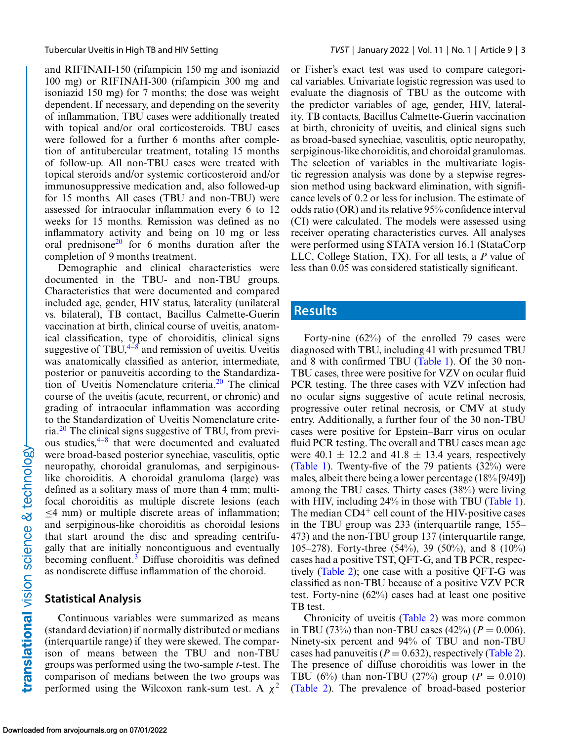and RIFINAH-150 (rifampicin 150 mg and isoniazid 100 mg) or RIFINAH-300 (rifampicin 300 mg and isoniazid 150 mg) for 7 months; the dose was weight dependent. If necessary, and depending on the severity of inflammation, TBU cases were additionally treated with topical and/or oral corticosteroids. TBU cases were followed for a further 6 months after completion of antitubercular treatment, totaling 15 months of follow-up. All non-TBU cases were treated with topical steroids and/or systemic corticosteroid and/or immunosuppressive medication and, also followed-up for 15 months. All cases (TBU and non-TBU) were assessed for intraocular inflammation every 6 to 12 weeks for 15 months. Remission was defined as no inflammatory activity and being on 10 mg or less oral prednisone[20] for 6 months duration after the completion of 9 months treatment.

Demographic and clinical characteristics were documented in the TBU- and non-TBU groups. Characteristics that were documented and compared included age, gender, HIV status, laterality (unilateral vs. bilateral), TB contact, Bacillus Calmette-Guerin vaccination at birth, clinical course of uveitis, anatomical classification, type of choroiditis, clinical signs suggestive of TBU,[4–8] and remission of uveitis. Uveitis was anatomically classified as anterior, intermediate, posterior or panuveitis according to the Standardization of Uveitis Nomenclature criteria.[20] The clinical course of the uveitis (acute, recurrent, or chronic) and grading of intraocular inflammation was according to the Standardization of Uveitis Nomenclature criteria.[20] The clinical signs suggestive of TBU, from previous studies,[4–8] that were documented and evaluated were broad-based posterior synechiae, vasculitis, optic neuropathy, choroidal granulomas, and serpiginous-like choroiditis. A choroidal granuloma (large) was defined as a solitary mass of more than 4 mm; multifocal choroiditis as multiple discrete lesions (each ≤4 mm) or multiple discrete areas of inflammation; and serpiginous-like choroiditis as choroidal lesions that start around the disc and spreading centrifugally that are initially noncontiguous and eventually becoming confluent.[3] Diffuse choroiditis was defined as nondiscrete diffuse inflammation of the choroid.

## Statistical Analysis

Continuous variables were summarized as means (standard deviation) if normally distributed or medians (interquartile range) if they were skewed. The comparison of means between the TBU and non-TBU groups was performed using the two-sample *t*-test. The comparison of medians between the two groups was performed using the Wilcoxon rank-sum test. A $\chi^2$ or Fisher's exact test was used to compare categorical variables. Univariate logistic regression was used to evaluate the diagnosis of TBU as the outcome with the predictor variables of age, gender, HIV, laterality, TB contacts, Bacillus Calmette-Guerin vaccination at birth, chronicity of uveitis, and clinical signs such as broad-based synechiae, vasculitis, optic neuropathy, serpiginous-like choroiditis, and choroidal granulomas. The selection of variables in the multivariate logistic regression analysis was done by a stepwise regression method using backward elimination, with significance levels of 0.2 or less for inclusion. The estimate of odds ratio (OR) and its relative 95% confidence interval (CI) were calculated. The models were assessed using receiver operating characteristics curves. All analyses were performed using STATA version 16.1 (StataCorp LLC, College Station, TX). For all tests, a *P* value of less than 0.05 was considered statistically significant.

## Results

Forty-nine (62%) of the enrolled 79 cases were diagnosed with TBU, including 41 with presumed TBU and 8 with confirmed TBU (Table 1). Of the 30 non-TBU cases, three were positive for VZV on ocular fluid PCR testing. The three cases with VZV infection had no ocular signs suggestive of acute retinal necrosis, progressive outer retinal necrosis, or CMV at study entry. Additionally, a further four of the 30 non-TBU cases were positive for Epstein–Barr virus on ocular fluid PCR testing. The overall and TBU cases mean age were 40.1 ± 12.2 and 41.8 ± 13.4 years, respectively (Table 1). Twenty-five of the 79 patients (32%) were males, albeit there being a lower percentage (18% [9/49]) among the TBU cases. Thirty cases (38%) were living with HIV, including 24% in those with TBU (Table 1). The median $CD4^+$ cell count of the HIV-positive cases in the TBU group was 233 (interquartile range, 155–473) and the non-TBU group 137 (interquartile range, 105–278). Forty-three (54%), 39 (50%), and 8 (10%) cases had a positive TST, QFT-G, and TB PCR, respectively (Table 2); one case with a positive QFT-G was classified as non-TBU because of a positive VZV PCR test. Forty-nine (62%) cases had at least one positive TB test.

Chronicity of uveitis (Table 2) was more common in TBU (73%) than non-TBU cases (42%) ($P = 0.006$). Ninety-six percent and 94% of TBU and non-TBU cases had panuveitis ($P = 0.632$), respectively (Table 2). The presence of diffuse choroiditis was lower in the TBU (6%) than non-TBU (27%) group ($P = 0.010$) (Table 2). The prevalence of broad-based posterior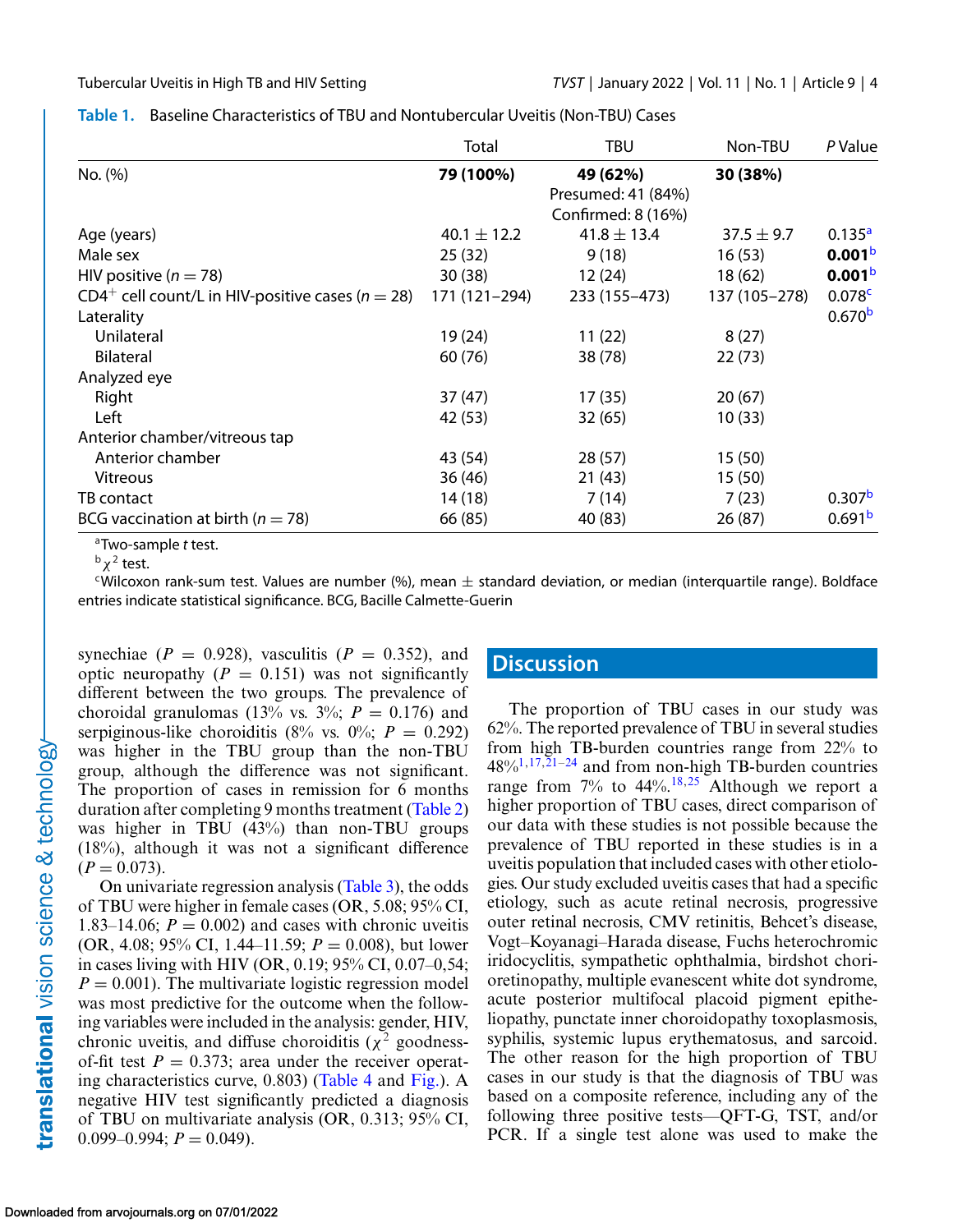**Table 1.** Baseline Characteristics of TBU and Nontubercular Uveitis (Non-TBU) Cases

| | Total | TBU | Non-TBU | *P* Value |
|---|---|---|---|---|
| No. (%) | **79 (100%)** | **49 (62%)** Presumed: 41 (84%) Confirmed: 8 (16%) | **30 (38%)** | |
| Age (years) | 40.1 ± 12.2 | 41.8 ± 13.4 | 37.5 ± 9.7 | 0.135[a] |
| Male sex | 25 (32) | 9 (18) | 16 (53) | **0.001**[b] |
| HIV positive (*n* = 78) | 30 (38) | 12 (24) | 18 (62) | **0.001**[b] |
| $CD4^+$ cell count/L in HIV-positive cases (*n* = 28) | 171 (121–294) | 233 (155–473) | 137 (105–278) | 0.078[c] |
| Laterality | | | | 0.670[b] |
| Unilateral | 19 (24) | 11 (22) | 8 (27) | |
| Bilateral | 60 (76) | 38 (78) | 22 (73) | |
| Analyzed eye | | | | |
| Right | 37 (47) | 17 (35) | 20 (67) | |
| Left | 42 (53) | 32 (65) | 10 (33) | |
| Anterior chamber/vitreous tap | | | | |
| Anterior chamber | 43 (54) | 28 (57) | 15 (50) | |
| Vitreous | 36 (46) | 21 (43) | 15 (50) | |
| TB contact | 14 (18) | 7 (14) | 7 (23) | 0.307[b] |
| BCG vaccination at birth (*n* = 78) | 66 (85) | 40 (83) | 26 (87) | 0.691[b] |

[a]Two-sample *t* test.
[b]$\chi^2$ test.
[c]Wilcoxon rank-sum test. Values are number (%), mean ± standard deviation, or median (interquartile range). Boldface entries indicate statistical significance. BCG, Bacille Calmette-Guerin

synechiae ($P = 0.928$), vasculitis ($P = 0.352$), and optic neuropathy ($P = 0.151$) was not significantly different between the two groups. The prevalence of choroidal granulomas (13% vs. 3%; $P = 0.176$) and serpiginous-like choroiditis (8% vs. 0%; $P = 0.292$) was higher in the TBU group than the non-TBU group, although the difference was not significant. The proportion of cases in remission for 6 months duration after completing 9 months treatment (Table 2) was higher in TBU (43%) than non-TBU groups (18%), although it was not a significant difference ($P = 0.073$).

On univariate regression analysis (Table 3), the odds of TBU were higher in female cases (OR, 5.08; 95% CI, 1.83–14.06; $P = 0.002$) and cases with chronic uveitis (OR, 4.08; 95% CI, 1.44–11.59; $P = 0.008$), but lower in cases living with HIV (OR, 0.19; 95% CI, 0.07–0,54; $P = 0.001$). The multivariate logistic regression model was most predictive for the outcome when the following variables were included in the analysis: gender, HIV, chronic uveitis, and diffuse choroiditis ($\chi^2$ goodness-of-fit test $P = 0.373$; area under the receiver operating characteristics curve, 0.803) (Table 4 and Fig.). A negative HIV test significantly predicted a diagnosis of TBU on multivariate analysis (OR, 0.313; 95% CI, 0.099–0.994; $P = 0.049$).

## Discussion

The proportion of TBU cases in our study was 62%. The reported prevalence of TBU in several studies from high TB-burden countries range from 22% to 48%[1,17,21–24] and from non-high TB-burden countries range from 7% to 44%.[18,25] Although we report a higher proportion of TBU cases, direct comparison of our data with these studies is not possible because the prevalence of TBU reported in these studies is in a uveitis population that included cases with other etiologies. Our study excluded uveitis cases that had a specific etiology, such as acute retinal necrosis, progressive outer retinal necrosis, CMV retinitis, Behcet's disease, Vogt–Koyanagi–Harada disease, Fuchs heterochromic iridocyclitis, sympathetic ophthalmia, birdshot chorioretinopathy, multiple evanescent white dot syndrome, acute posterior multifocal placoid pigment epitheliopathy, punctate inner choroidopathy toxoplasmosis, syphilis, systemic lupus erythematosus, and sarcoid. The other reason for the high proportion of TBU cases in our study is that the diagnosis of TBU was based on a composite reference, including any of the following three positive tests—QFT-G, TST, and/or PCR. If a single test alone was used to make the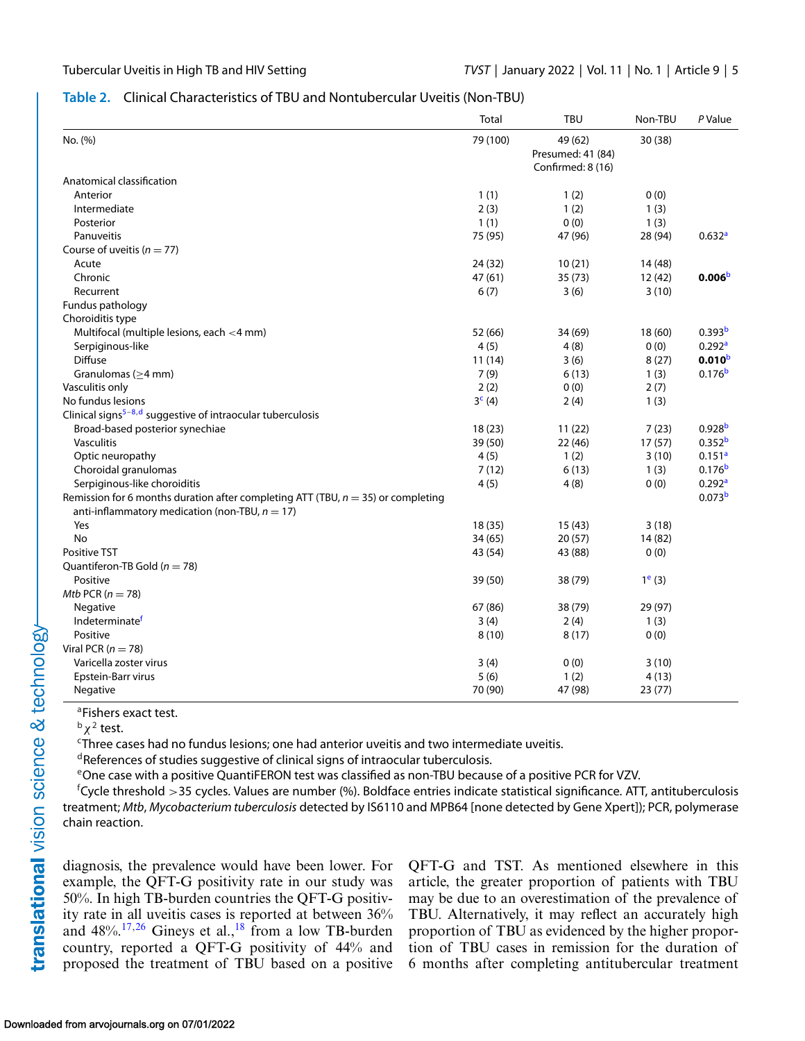**Table 2.** Clinical Characteristics of TBU and Nontubercular Uveitis (Non-TBU)

| | Total | TBU | Non-TBU | *P* Value |
|---|---|---|---|---|
| No. (%) | 79 (100) | 49 (62) Presumed: 41 (84) Confirmed: 8 (16) | 30 (38) | |
| Anatomical classification | | | | |
| Anterior | 1 (1) | 1 (2) | 0 (0) | |
| Intermediate | 2 (3) | 1 (2) | 1 (3) | |
| Posterior | 1 (1) | 0 (0) | 1 (3) | |
| Panuveitis | 75 (95) | 47 (96) | 28 (94) | 0.632[a] |
| Course of uveitis ($n = 77$) | | | | |
| Acute | 24 (32) | 10 (21) | 14 (48) | |
| Chronic | 47 (61) | 35 (73) | 12 (42) | **0.006**[b] |
| Recurrent | 6 (7) | 3 (6) | 3 (10) | |
| Fundus pathology | | | | |
| Choroiditis type | | | | |
| Multifocal (multiple lesions, each <4 mm) | 52 (66) | 34 (69) | 18 (60) | 0.393[b] |
| Serpiginous-like | 4 (5) | 4 (8) | 0 (0) | 0.292[a] |
| Diffuse | 11 (14) | 3 (6) | 8 (27) | **0.010**[b] |
| Granulomas (≥4 mm) | 7 (9) | 6 (13) | 1 (3) | 0.176[b] |
| Vasculitis only | 2 (2) | 0 (0) | 2 (7) | |
| No fundus lesions | 3[c] (4) | 2 (4) | 1 (3) | |
| Clinical signs[5–8,d] suggestive of intraocular tuberculosis | | | | |
| Broad-based posterior synechiae | 18 (23) | 11 (22) | 7 (23) | 0.928[b] |
| Vasculitis | 39 (50) | 22 (46) | 17 (57) | 0.352[b] |
| Optic neuropathy | 4 (5) | 1 (2) | 3 (10) | 0.151[a] |
| Choroidal granulomas | 7 (12) | 6 (13) | 1 (3) | 0.176[b] |
| Serpiginous-like choroiditis | 4 (5) | 4 (8) | 0 (0) | 0.292[a] |
| Remission for 6 months duration after completing ATT (TBU, $n = 35$) or completing anti-inflammatory medication (non-TBU, $n = 17$) | | | | 0.073[b] |
| Yes | 18 (35) | 15 (43) | 3 (18) | |
| No | 34 (65) | 20 (57) | 14 (82) | |
| Positive TST | 43 (54) | 43 (88) | 0 (0) | |
| Quantiferon-TB Gold ($n = 78$) | | | | |
| Positive | 39 (50) | 38 (79) | 1[e] (3) | |
| *Mtb* PCR ($n = 78$) | | | | |
| Negative | 67 (86) | 38 (79) | 29 (97) | |
| Indeterminate[f] | 3 (4) | 2 (4) | 1 (3) | |
| Positive | 8 (10) | 8 (17) | 0 (0) | |
| Viral PCR ($n = 78$) | | | | |
| Varicella zoster virus | 3 (4) | 0 (0) | 3 (10) | |
| Epstein-Barr virus | 5 (6) | 1 (2) | 4 (13) | |
| Negative | 70 (90) | 47 (98) | 23 (77) | |

[a]Fishers exact test.

[b]$\chi^2$ test.

[c]Three cases had no fundus lesions; one had anterior uveitis and two intermediate uveitis.

[d]References of studies suggestive of clinical signs of intraocular tuberculosis.

[e]One case with a positive QuantiFERON test was classified as non-TBU because of a positive PCR for VZV.

[f]Cycle threshold >35 cycles. Values are number (%). Boldface entries indicate statistical significance. ATT, antituberculosis treatment; *Mtb*, *Mycobacterium tuberculosis* detected by IS6110 and MPB64 [none detected by Gene Xpert]); PCR, polymerase chain reaction.

diagnosis, the prevalence would have been lower. For example, the QFT-G positivity rate in our study was 50%. In high TB-burden countries the QFT-G positivity rate in all uveitis cases is reported at between 36% and 48%.[17,26] Gineys et al.,[18] from a low TB-burden country, reported a QFT-G positivity of 44% and proposed the treatment of TBU based on a positive QFT-G and TST. As mentioned elsewhere in this article, the greater proportion of patients with TBU may be due to an overestimation of the prevalence of TBU. Alternatively, it may reflect an accurately high proportion of TBU as evidenced by the higher proportion of TBU cases in remission for the duration of 6 months after completing antitubercular treatment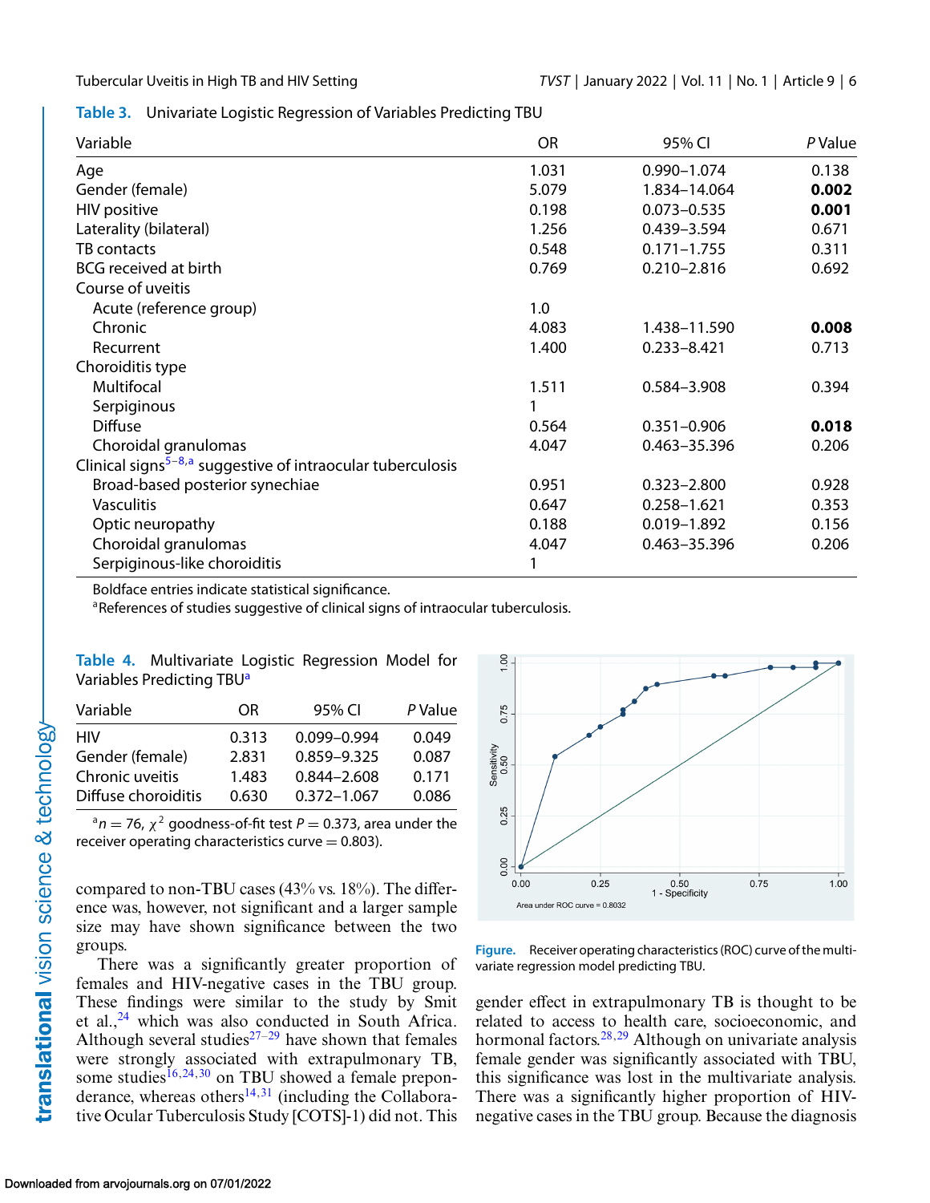**Table 3.** Univariate Logistic Regression of Variables Predicting TBU

| Variable | OR | 95% CI | *P* Value |
|---|---|---|---|
| Age | 1.031 | 0.990–1.074 | 0.138 |
| Gender (female) | 5.079 | 1.834–14.064 | **0.002** |
| HIV positive | 0.198 | 0.073–0.535 | **0.001** |
| Laterality (bilateral) | 1.256 | 0.439–3.594 | 0.671 |
| TB contacts | 0.548 | 0.171–1.755 | 0.311 |
| BCG received at birth | 0.769 | 0.210–2.816 | 0.692 |
| Course of uveitis | | | |
| Acute (reference group) | 1.0 | | |
| Chronic | 4.083 | 1.438–11.590 | **0.008** |
| Recurrent | 1.400 | 0.233–8.421 | 0.713 |
| Choroiditis type | | | |
| Multifocal | 1.511 | 0.584–3.908 | 0.394 |
| Serpiginous | 1 | | |
| Diffuse | 0.564 | 0.351–0.906 | **0.018** |
| Choroidal granulomas | 4.047 | 0.463–35.396 | 0.206 |
| Clinical signs[5–8,a] suggestive of intraocular tuberculosis | | | |
| Broad-based posterior synechiae | 0.951 | 0.323–2.800 | 0.928 |
| Vasculitis | 0.647 | 0.258–1.621 | 0.353 |
| Optic neuropathy | 0.188 | 0.019–1.892 | 0.156 |
| Choroidal granulomas | 4.047 | 0.463–35.396 | 0.206 |
| Serpiginous-like choroiditis | 1 | | |

Boldface entries indicate statistical significance.

[a] References of studies suggestive of clinical signs of intraocular tuberculosis.

**Table 4.** Multivariate Logistic Regression Model for Variables Predicting TBU[a]

| Variable | OR | 95% CI | *P* Value |
|---|---|---|---|
| HIV | 0.313 | 0.099–0.994 | 0.049 |
| Gender (female) | 2.831 | 0.859–9.325 | 0.087 |
| Chronic uveitis | 1.483 | 0.844–2.608 | 0.171 |
| Diffuse choroiditis | 0.630 | 0.372–1.067 | 0.086 |

[a] $n = 76$, $\chi^2$ goodness-of-fit test $P = 0.373$, area under the receiver operating characteristics curve = 0.803).

**Figure.** Receiver operating characteristics (ROC) curve of the multivariate regression model predicting TBU.

compared to non-TBU cases (43% vs. 18%). The difference was, however, not significant and a larger sample size may have shown significance between the two groups.

There was a significantly greater proportion of females and HIV-negative cases in the TBU group. These findings were similar to the study by Smit et al.,[24] which was also conducted in South Africa. Although several studies[27–29] have shown that females were strongly associated with extrapulmonary TB, some studies[16,24,30] on TBU showed a female preponderance, whereas others[14,31] (including the Collaborative Ocular Tuberculosis Study [COTS]-1) did not. This gender effect in extrapulmonary TB is thought to be related to access to health care, socioeconomic, and hormonal factors.[28,29] Although on univariate analysis female gender was significantly associated with TBU, this significance was lost in the multivariate analysis. There was a significantly higher proportion of HIV-negative cases in the TBU group. Because the diagnosis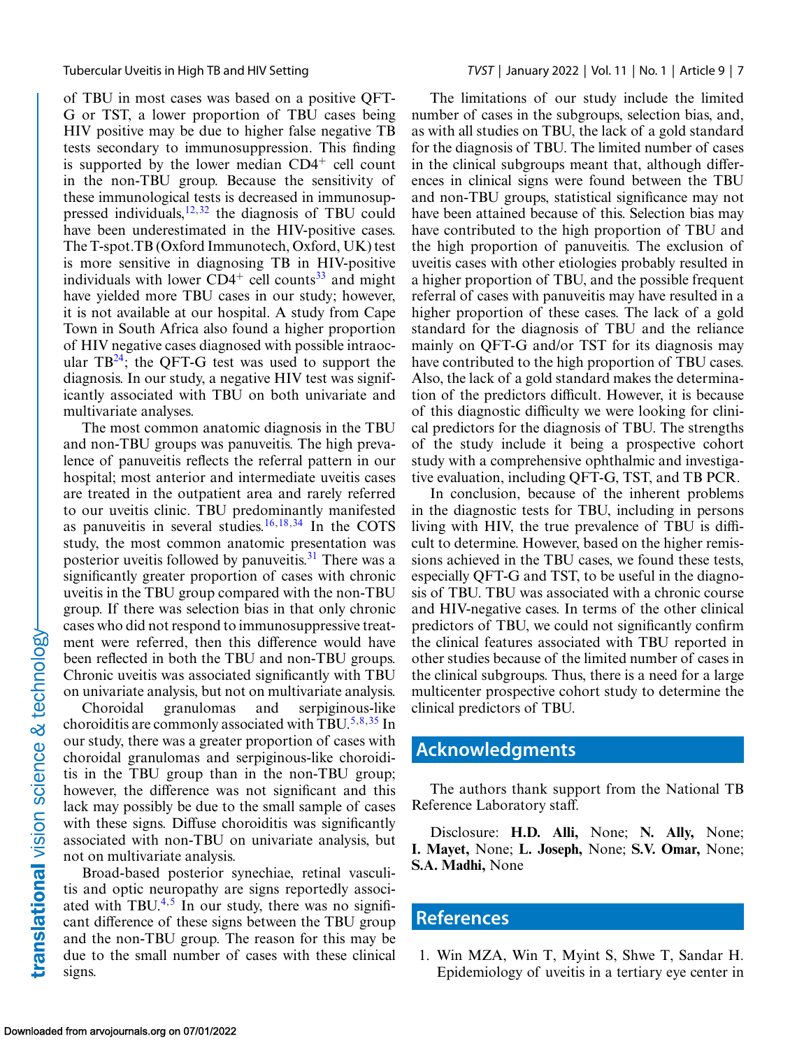of TBU in most cases was based on a positive QFT-G or TST, a lower proportion of TBU cases being HIV positive may be due to higher false negative TB tests secondary to immunosuppression. This finding is supported by the lower median $CD4^+$ cell count in the non-TBU group. Because the sensitivity of these immunological tests is decreased in immunosuppressed individuals,[12,32] the diagnosis of TBU could have been underestimated in the HIV-positive cases. The T-spot.TB (Oxford Immunotech, Oxford, UK) test is more sensitive in diagnosing TB in HIV-positive individuals with lower $CD4^+$ cell counts[33] and might have yielded more TBU cases in our study; however, it is not available at our hospital. A study from Cape Town in South Africa also found a higher proportion of HIV negative cases diagnosed with possible intraocular TB[24]; the QFT-G test was used to support the diagnosis. In our study, a negative HIV test was significantly associated with TBU on both univariate and multivariate analyses.

The most common anatomic diagnosis in the TBU and non-TBU groups was panuveitis. The high prevalence of panuveitis reflects the referral pattern in our hospital; most anterior and intermediate uveitis cases are treated in the outpatient area and rarely referred to our uveitis clinic. TBU predominantly manifested as panuveitis in several studies.[16,18,34] In the COTS study, the most common anatomic presentation was posterior uveitis followed by panuveitis.[31] There was a significantly greater proportion of cases with chronic uveitis in the TBU group compared with the non-TBU group. If there was selection bias in that only chronic cases who did not respond to immunosuppressive treatment were referred, then this difference would have been reflected in both the TBU and non-TBU groups. Chronic uveitis was associated significantly with TBU on univariate analysis, but not on multivariate analysis.

Choroidal granulomas and serpiginous-like choroiditis are commonly associated with TBU.[5,8,35] In our study, there was a greater proportion of cases with choroidal granulomas and serpiginous-like choroiditis in the TBU group than in the non-TBU group; however, the difference was not significant and this lack may possibly be due to the small sample of cases with these signs. Diffuse choroiditis was significantly associated with non-TBU on univariate analysis, but not on multivariate analysis.

Broad-based posterior synechiae, retinal vasculitis and optic neuropathy are signs reportedly associated with TBU.[4,5] In our study, there was no significant difference of these signs between the TBU group and the non-TBU group. The reason for this may be due to the small number of cases with these clinical signs.

The limitations of our study include the limited number of cases in the subgroups, selection bias, and, as with all studies on TBU, the lack of a gold standard for the diagnosis of TBU. The limited number of cases in the clinical subgroups meant that, although differences in clinical signs were found between the TBU and non-TBU groups, statistical significance may not have been attained because of this. Selection bias may have contributed to the high proportion of TBU and the high proportion of panuveitis. The exclusion of uveitis cases with other etiologies probably resulted in a higher proportion of TBU, and the possible frequent referral of cases with panuveitis may have resulted in a higher proportion of these cases. The lack of a gold standard for the diagnosis of TBU and the reliance mainly on QFT-G and/or TST for its diagnosis may have contributed to the high proportion of TBU cases. Also, the lack of a gold standard makes the determination of the predictors difficult. However, it is because of this diagnostic difficulty we were looking for clinical predictors for the diagnosis of TBU. The strengths of the study include it being a prospective cohort study with a comprehensive ophthalmic and investigative evaluation, including QFT-G, TST, and TB PCR.

In conclusion, because of the inherent problems in the diagnostic tests for TBU, including in persons living with HIV, the true prevalence of TBU is difficult to determine. However, based on the higher remissions achieved in the TBU cases, we found these tests, especially QFT-G and TST, to be useful in the diagnosis of TBU. TBU was associated with a chronic course and HIV-negative cases. In terms of the other clinical predictors of TBU, we could not significantly confirm the clinical features associated with TBU reported in other studies because of the limited number of cases in the clinical subgroups. Thus, there is a need for a large multicenter prospective cohort study to determine the clinical predictors of TBU.

## Acknowledgments

The authors thank support from the National TB Reference Laboratory staff.

Disclosure: **H.D. Alli,** None; **N. Ally,** None; **I. Mayet,** None; **L. Joseph,** None; **S.V. Omar,** None; **S.A. Madhi,** None

## References

1. Win MZA, Win T, Myint S, Shwe T, Sandar H. Epidemiology of uveitis in a tertiary eye center in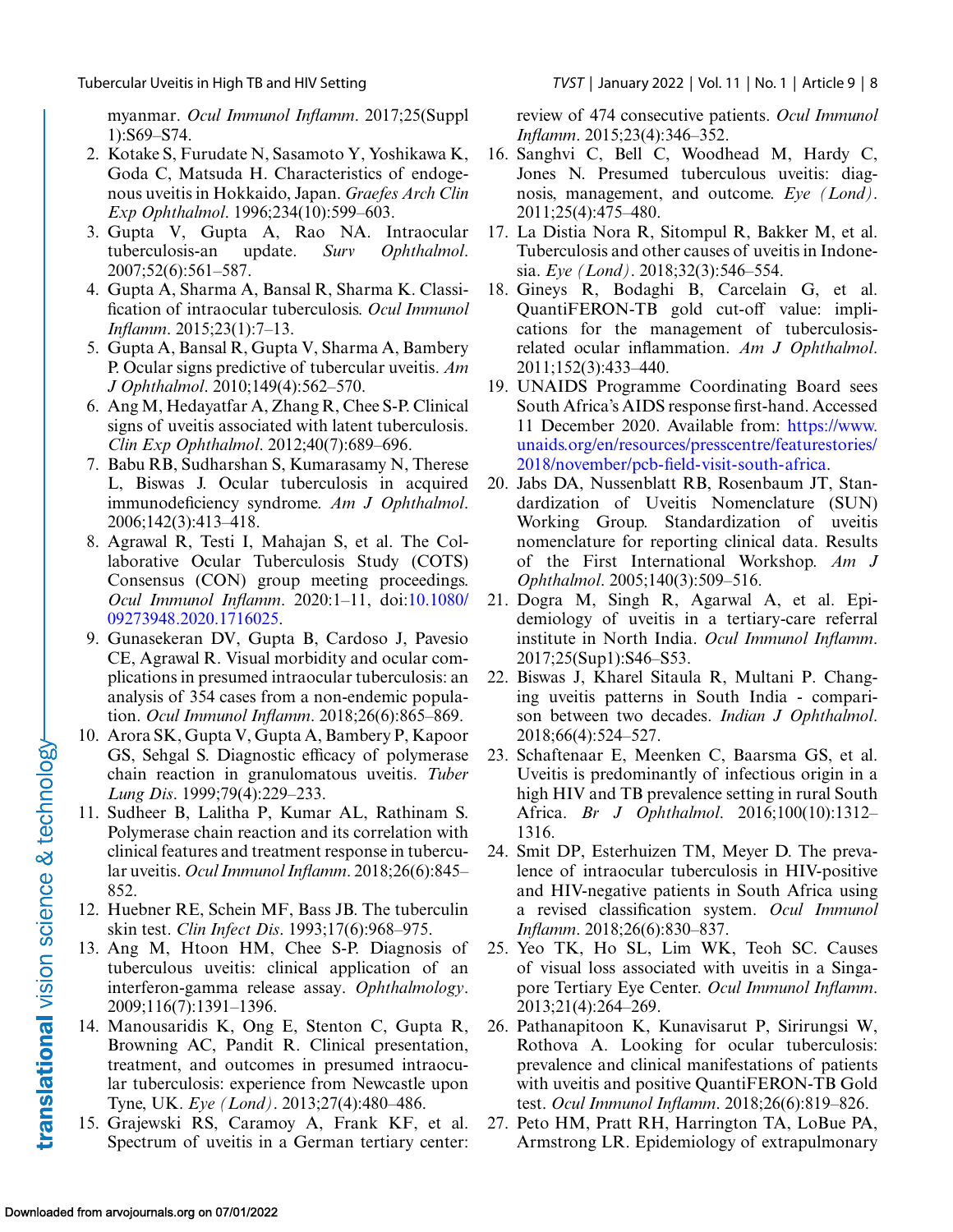myanmar. *Ocul Immunol Inflamm*. 2017;25(Suppl 1):S69–S74.

2. Kotake S, Furudate N, Sasamoto Y, Yoshikawa K, Goda C, Matsuda H. Characteristics of endogenous uveitis in Hokkaido, Japan. *Graefes Arch Clin Exp Ophthalmol*. 1996;234(10):599–603.
3. Gupta V, Gupta A, Rao NA. Intraocular tuberculosis-an update. *Surv Ophthalmol*. 2007;52(6):561–587.
4. Gupta A, Sharma A, Bansal R, Sharma K. Classification of intraocular tuberculosis. *Ocul Immunol Inflamm*. 2015;23(1):7–13.
5. Gupta A, Bansal R, Gupta V, Sharma A, Bambery P. Ocular signs predictive of tubercular uveitis. *Am J Ophthalmol*. 2010;149(4):562–570.
6. Ang M, Hedayatfar A, Zhang R, Chee S-P. Clinical signs of uveitis associated with latent tuberculosis. *Clin Exp Ophthalmol*. 2012;40(7):689–696.
7. Babu RB, Sudharshan S, Kumarasamy N, Therese L, Biswas J. Ocular tuberculosis in acquired immunodeficiency syndrome. *Am J Ophthalmol*. 2006;142(3):413–418.
8. Agrawal R, Testi I, Mahajan S, et al. The Collaborative Ocular Tuberculosis Study (COTS) Consensus (CON) group meeting proceedings. *Ocul Immunol Inflamm*. 2020:1–11, doi:10.1080/09273948.2020.1716025.
9. Gunasekeran DV, Gupta B, Cardoso J, Pavesio CE, Agrawal R. Visual morbidity and ocular complications in presumed intraocular tuberculosis: an analysis of 354 cases from a non-endemic population. *Ocul Immunol Inflamm*. 2018;26(6):865–869.
10. Arora SK, Gupta V, Gupta A, Bambery P, Kapoor GS, Sehgal S. Diagnostic efficacy of polymerase chain reaction in granulomatous uveitis. *Tuber Lung Dis*. 1999;79(4):229–233.
11. Sudheer B, Lalitha P, Kumar AL, Rathinam S. Polymerase chain reaction and its correlation with clinical features and treatment response in tubercular uveitis. *Ocul Immunol Inflamm*. 2018;26(6):845–852.
12. Huebner RE, Schein MF, Bass JB. The tuberculin skin test. *Clin Infect Dis*. 1993;17(6):968–975.
13. Ang M, Htoon HM, Chee S-P. Diagnosis of tuberculous uveitis: clinical application of an interferon-gamma release assay. *Ophthalmology*. 2009;116(7):1391–1396.
14. Manousaridis K, Ong E, Stenton C, Gupta R, Browning AC, Pandit R. Clinical presentation, treatment, and outcomes in presumed intraocular tuberculosis: experience from Newcastle upon Tyne, UK. *Eye (Lond)*. 2013;27(4):480–486.
15. Grajewski RS, Caramoy A, Frank KF, et al. Spectrum of uveitis in a German tertiary center: review of 474 consecutive patients. *Ocul Immunol Inflamm*. 2015;23(4):346–352.
16. Sanghvi C, Bell C, Woodhead M, Hardy C, Jones N. Presumed tuberculous uveitis: diagnosis, management, and outcome. *Eye (Lond)*. 2011;25(4):475–480.
17. La Distia Nora R, Sitompul R, Bakker M, et al. Tuberculosis and other causes of uveitis in Indonesia. *Eye (Lond)*. 2018;32(3):546–554.
18. Gineys R, Bodaghi B, Carcelain G, et al. QuantiFERON-TB gold cut-off value: implications for the management of tuberculosis-related ocular inflammation. *Am J Ophthalmol*. 2011;152(3):433–440.
19. UNAIDS Programme Coordinating Board sees South Africa's AIDS response first-hand. Accessed 11 December 2020. Available from: https://www.unaids.org/en/resources/presscentre/featurestories/2018/november/pcb-field-visit-south-africa.
20. Jabs DA, Nussenblatt RB, Rosenbaum JT, Standardization of Uveitis Nomenclature (SUN) Working Group. Standardization of uveitis nomenclature for reporting clinical data. Results of the First International Workshop. *Am J Ophthalmol*. 2005;140(3):509–516.
21. Dogra M, Singh R, Agarwal A, et al. Epidemiology of uveitis in a tertiary-care referral institute in North India. *Ocul Immunol Inflamm*. 2017;25(Sup1):S46–S53.
22. Biswas J, Kharel Sitaula R, Multani P. Changing uveitis patterns in South India - comparison between two decades. *Indian J Ophthalmol*. 2018;66(4):524–527.
23. Schaftenaar E, Meenken C, Baarsma GS, et al. Uveitis is predominantly of infectious origin in a high HIV and TB prevalence setting in rural South Africa. *Br J Ophthalmol*. 2016;100(10):1312–1316.
24. Smit DP, Esterhuizen TM, Meyer D. The prevalence of intraocular tuberculosis in HIV-positive and HIV-negative patients in South Africa using a revised classification system. *Ocul Immunol Inflamm*. 2018;26(6):830–837.
25. Yeo TK, Ho SL, Lim WK, Teoh SC. Causes of visual loss associated with uveitis in a Singapore Tertiary Eye Center. *Ocul Immunol Inflamm*. 2013;21(4):264–269.
26. Pathanapitoon K, Kunavisarut P, Sirirungsi W, Rothova A. Looking for ocular tuberculosis: prevalence and clinical manifestations of patients with uveitis and positive QuantiFERON-TB Gold test. *Ocul Immunol Inflamm*. 2018;26(6):819–826.
27. Peto HM, Pratt RH, Harrington TA, LoBue PA, Armstrong LR. Epidemiology of extrapulmonary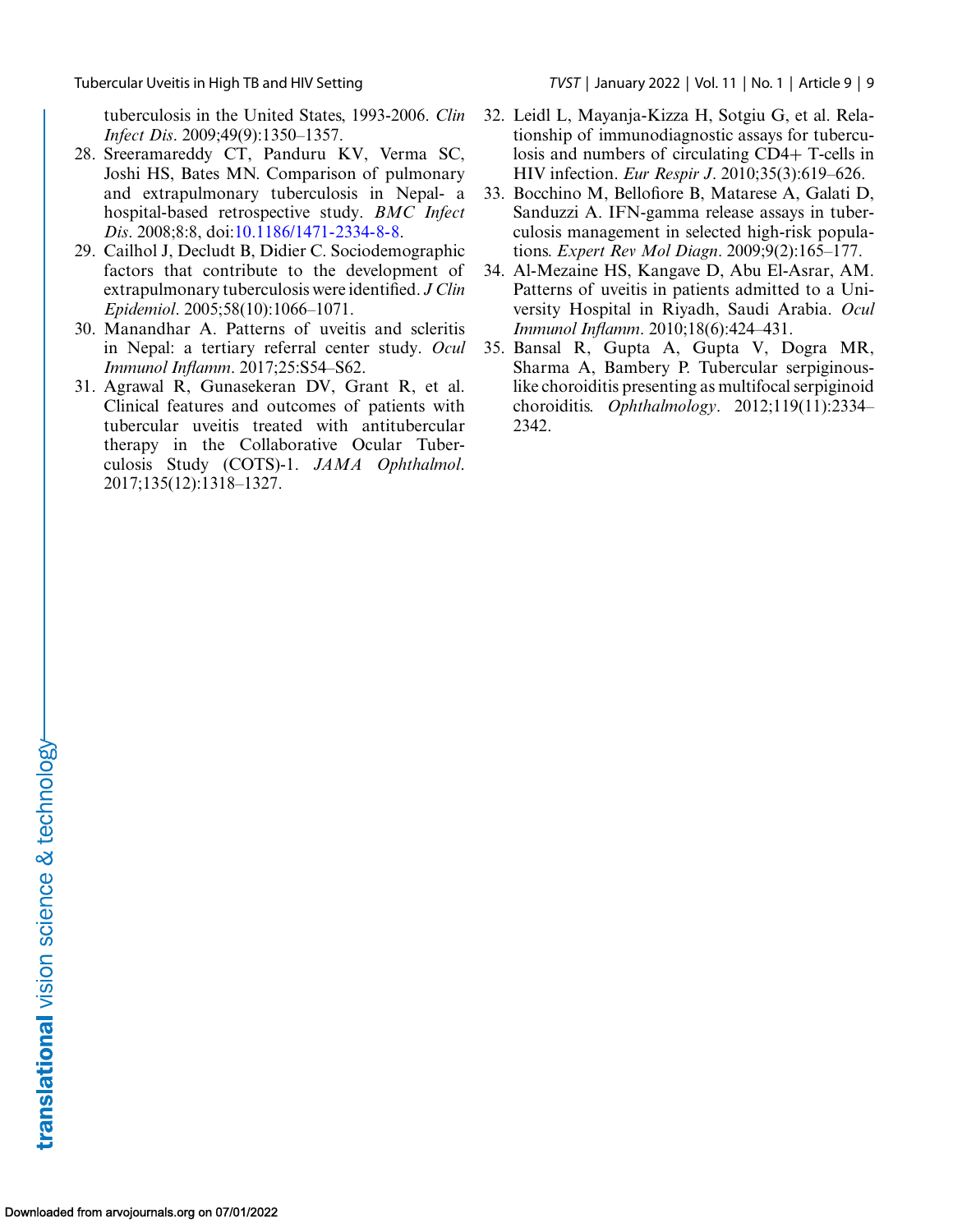tuberculosis in the United States, 1993-2006. *Clin Infect Dis*. 2009;49(9):1350–1357.

28. Sreeramareddy CT, Panduru KV, Verma SC, Joshi HS, Bates MN. Comparison of pulmonary and extrapulmonary tuberculosis in Nepal- a hospital-based retrospective study. *BMC Infect Dis*. 2008;8:8, doi:10.1186/1471-2334-8-8.
29. Cailhol J, Decludt B, Didier C. Sociodemographic factors that contribute to the development of extrapulmonary tuberculosis were identified. *J Clin Epidemiol*. 2005;58(10):1066–1071.
30. Manandhar A. Patterns of uveitis and scleritis in Nepal: a tertiary referral center study. *Ocul Immunol Inflamm*. 2017;25:S54–S62.
31. Agrawal R, Gunasekeran DV, Grant R, et al. Clinical features and outcomes of patients with tubercular uveitis treated with antitubercular therapy in the Collaborative Ocular Tuberculosis Study (COTS)-1. *JAMA Ophthalmol*. 2017;135(12):1318–1327.
32. Leidl L, Mayanja-Kizza H, Sotgiu G, et al. Relationship of immunodiagnostic assays for tuberculosis and numbers of circulating CD4+ T-cells in HIV infection. *Eur Respir J*. 2010;35(3):619–626.
33. Bocchino M, Bellofiore B, Matarese A, Galati D, Sanduzzi A. IFN-gamma release assays in tuberculosis management in selected high-risk populations. *Expert Rev Mol Diagn*. 2009;9(2):165–177.
34. Al-Mezaine HS, Kangave D, Abu El-Asrar, AM. Patterns of uveitis in patients admitted to a University Hospital in Riyadh, Saudi Arabia. *Ocul Immunol Inflamm*. 2010;18(6):424–431.
35. Bansal R, Gupta A, Gupta V, Dogra MR, Sharma A, Bambery P. Tubercular serpiginous-like choroiditis presenting as multifocal serpiginoid choroiditis. *Ophthalmology*. 2012;119(11):2334–2342.